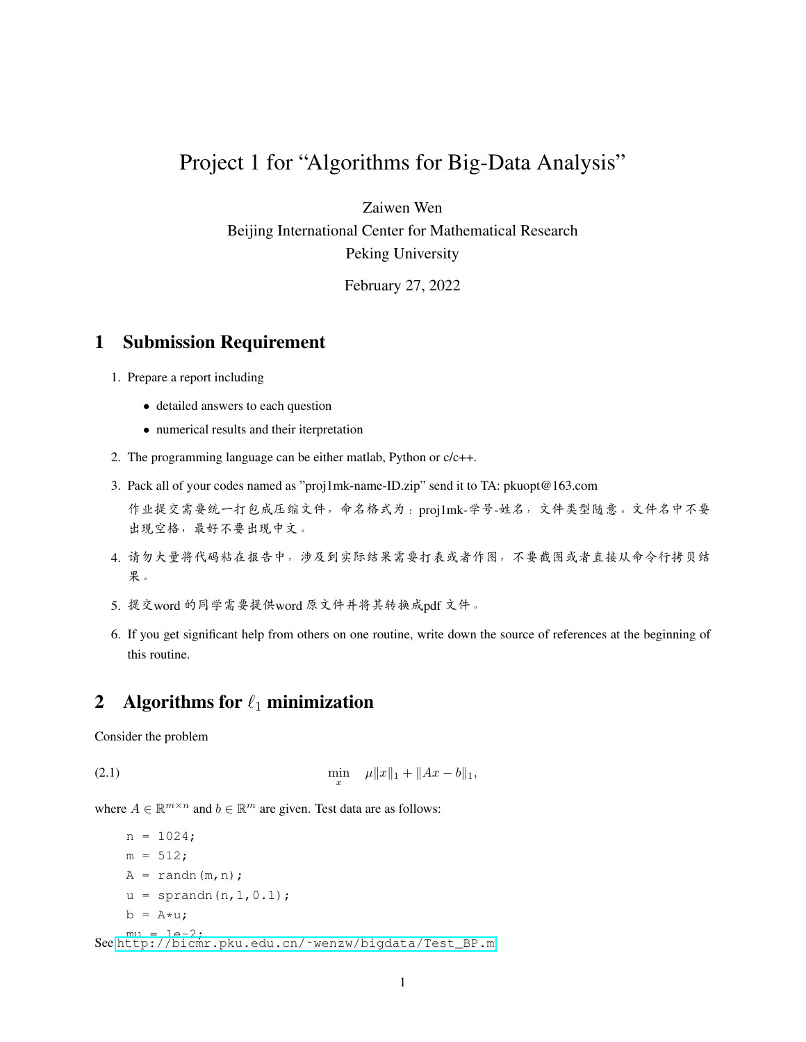# Project 1 for "Algorithms for Big-Data Analysis"

Zaiwen Wen
Beijing International Center for Mathematical Research
Peking University

February 27, 2022

## 1 Submission Requirement

1. Prepare a report including
   - detailed answers to each question
   - numerical results and their iterpretation
2. The programming language can be either matlab, Python or c/c++.
3. Pack all of your codes named as "proj1mk-name-ID.zip" send it to TA: pkuopt@163.com
   作业提交需要统一打包成压缩文件，命名格式为：proj1mk-学号-姓名，文件类型随意。文件名中不要出现空格，最好不要出现中文。
4. 请勿大量将代码粘在报告中，涉及到实际结果需要打表或者作图，不要截图或者直接从命令行拷贝结果。
5. 提交word 的同学需要提供word 原文件并将其转换成pdf 文件。
6. If you get significant help from others on one routine, write down the source of references at the beginning of this routine.

## 2 Algorithms for $\ell_1$ minimization

Consider the problem

$$\min_{x} \quad \mu\|x\|_1 + \|Ax - b\|_1, \tag{2.1}$$

where $A \in \mathbb{R}^{m\times n}$ and $b \in \mathbb{R}^m$ are given. Test data are as follows:

```
n = 1024;
m = 512;
A = randn(m,n);
u = sprandn(n,1,0.1);
b = A*u;
mu = 1e-2;
```

See http://bicmr.pku.edu.cn/~wenzw/bigdata/Test_BP.m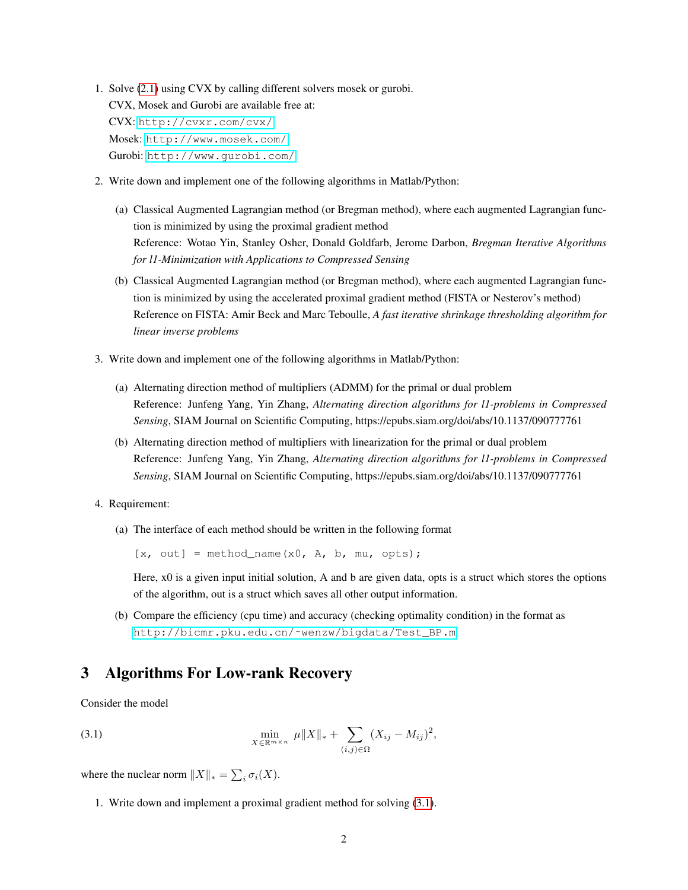1. Solve (2.1) using CVX by calling different solvers mosek or gurobi.
   CVX, Mosek and Gurobi are available free at:
   CVX: http://cvxr.com/cvx/
   Mosek: http://www.mosek.com/
   Gurobi: http://www.gurobi.com/

2. Write down and implement one of the following algorithms in Matlab/Python:

   (a) Classical Augmented Lagrangian method (or Bregman method), where each augmented Lagrangian function is minimized by using the proximal gradient method
   Reference: Wotao Yin, Stanley Osher, Donald Goldfarb, Jerome Darbon, *Bregman Iterative Algorithms for l1-Minimization with Applications to Compressed Sensing*

   (b) Classical Augmented Lagrangian method (or Bregman method), where each augmented Lagrangian function is minimized by using the accelerated proximal gradient method (FISTA or Nesterov's method)
   Reference on FISTA: Amir Beck and Marc Teboulle, *A fast iterative shrinkage thresholding algorithm for linear inverse problems*

3. Write down and implement one of the following algorithms in Matlab/Python:

   (a) Alternating direction method of multipliers (ADMM) for the primal or dual problem
   Reference: Junfeng Yang, Yin Zhang, *Alternating direction algorithms for l1-problems in Compressed Sensing*, SIAM Journal on Scientific Computing, https://epubs.siam.org/doi/abs/10.1137/090777761

   (b) Alternating direction method of multipliers with linearization for the primal or dual problem
   Reference: Junfeng Yang, Yin Zhang, *Alternating direction algorithms for l1-problems in Compressed Sensing*, SIAM Journal on Scientific Computing, https://epubs.siam.org/doi/abs/10.1137/090777761

4. Requirement:

   (a) The interface of each method should be written in the following format

   ```
   [x, out] = method_name(x0, A, b, mu, opts);
   ```

   Here, x0 is a given input initial solution, A and b are given data, opts is a struct which stores the options of the algorithm, out is a struct which saves all other output information.

   (b) Compare the efficiency (cpu time) and accuracy (checking optimality condition) in the format as http://bicmr.pku.edu.cn/~wenzw/bigdata/Test_BP.m

## 3 Algorithms For Low-rank Recovery

Consider the model

$$\min_{X \in \mathbb{R}^{m \times n}} \; \mu \|X\|_* + \sum_{(i,j)\in\Omega} (X_{ij} - M_{ij})^2, \tag{3.1}$$

where the nuclear norm $\|X\|_* = \sum_i \sigma_i(X)$.

1. Write down and implement a proximal gradient method for solving (3.1).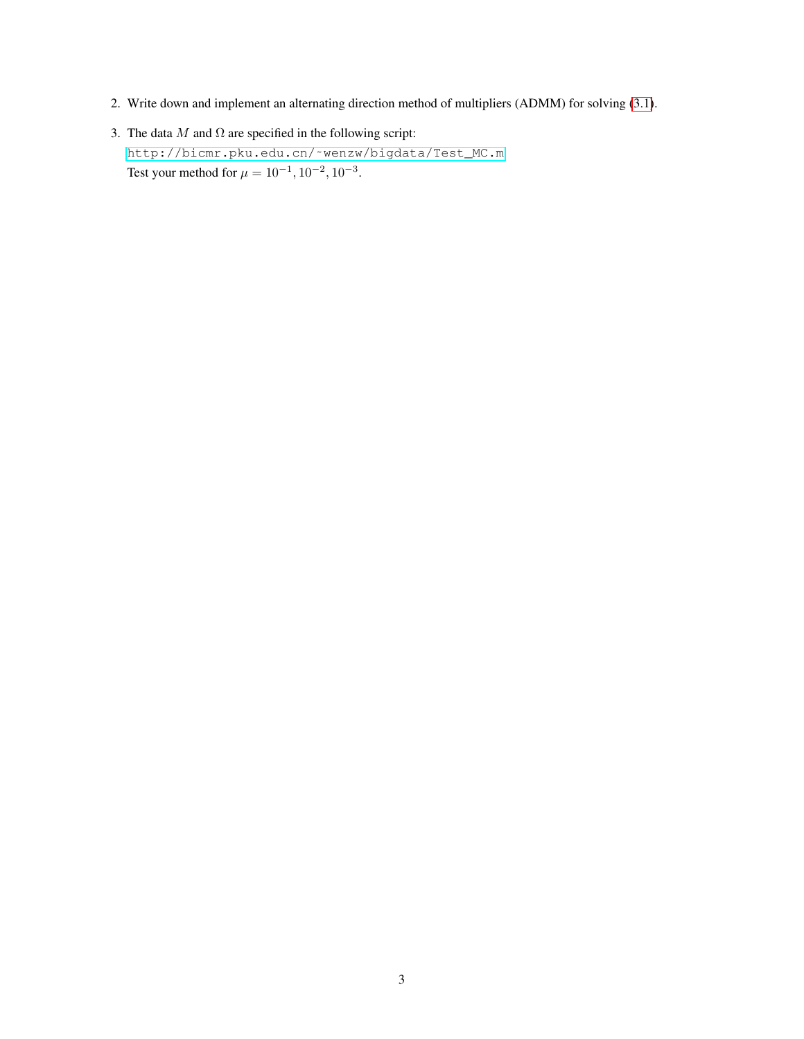2. Write down and implement an alternating direction method of multipliers (ADMM) for solving (3.1).

3. The data $M$ and $\Omega$ are specified in the following script:
   http://bicmr.pku.edu.cn/~wenzw/bigdata/Test_MC.m
   Test your method for $\mu = 10^{-1}, 10^{-2}, 10^{-3}$.